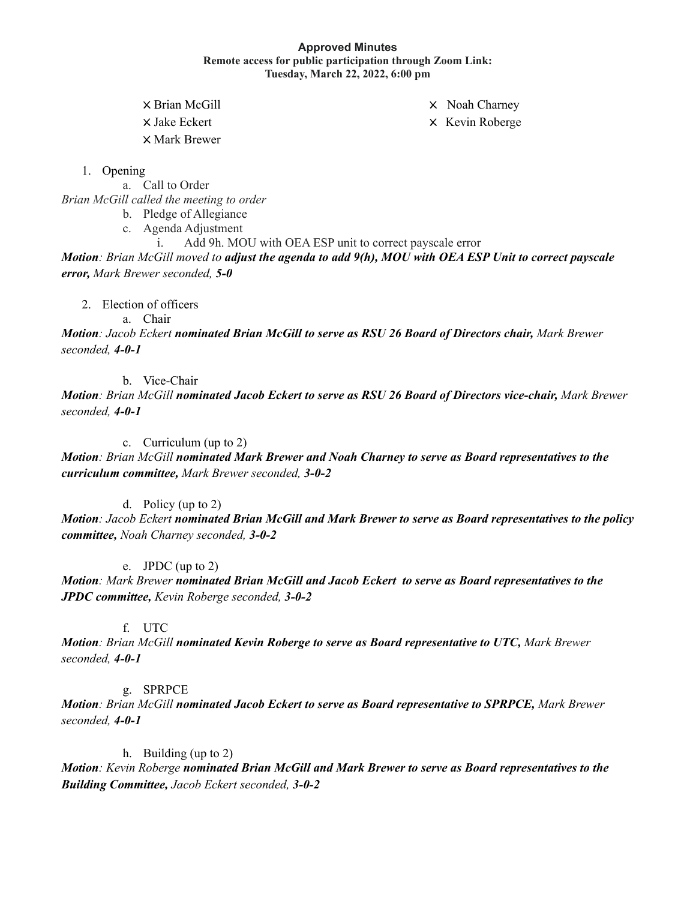**Approved Minutes**
**Remote access for public participation through Zoom Link:**
**Tuesday, March 22, 2022, 6:00 pm**

✕ Brian McGill
✕ Jake Eckert
✕ Mark Brewer
✕ Noah Charney
✕ Kevin Roberge

1. Opening
   a. Call to Order

*Brian McGill called the meeting to order*

   b. Pledge of Allegiance
   c. Agenda Adjustment
      i. Add 9h. MOU with OEA ESP unit to correct payscale error

***Motion****: Brian McGill moved to* ***adjust the agenda to add 9(h), MOU with OEA ESP Unit to correct payscale error,*** *Mark Brewer seconded,* ***5-0***

2. Election of officers
   a. Chair

***Motion****: Jacob Eckert* ***nominated Brian McGill to serve as RSU 26 Board of Directors chair,*** *Mark Brewer seconded,* ***4-0-1***

   b. Vice-Chair

***Motion****: Brian McGill* ***nominated Jacob Eckert to serve as RSU 26 Board of Directors vice-chair,*** *Mark Brewer seconded,* ***4-0-1***

   c. Curriculum (up to 2)

***Motion****: Brian McGill* ***nominated Mark Brewer and Noah Charney to serve as Board representatives to the curriculum committee,*** *Mark Brewer seconded,* ***3-0-2***

   d. Policy (up to 2)

***Motion****: Jacob Eckert* ***nominated Brian McGill and Mark Brewer to serve as Board representatives to the policy committee,*** *Noah Charney seconded,* ***3-0-2***

   e. JPDC (up to 2)

***Motion****: Mark Brewer* ***nominated Brian McGill and Jacob Eckert to serve as Board representatives to the JPDC committee,*** *Kevin Roberge seconded,* ***3-0-2***

   f. UTC

***Motion****: Brian McGill* ***nominated Kevin Roberge to serve as Board representative to UTC,*** *Mark Brewer seconded,* ***4-0-1***

   g. SPRPCE

***Motion****: Brian McGill* ***nominated Jacob Eckert to serve as Board representative to SPRPCE,*** *Mark Brewer seconded,* ***4-0-1***

   h. Building (up to 2)

***Motion****: Kevin Roberge* ***nominated Brian McGill and Mark Brewer to serve as Board representatives to the Building Committee,*** *Jacob Eckert seconded,* ***3-0-2***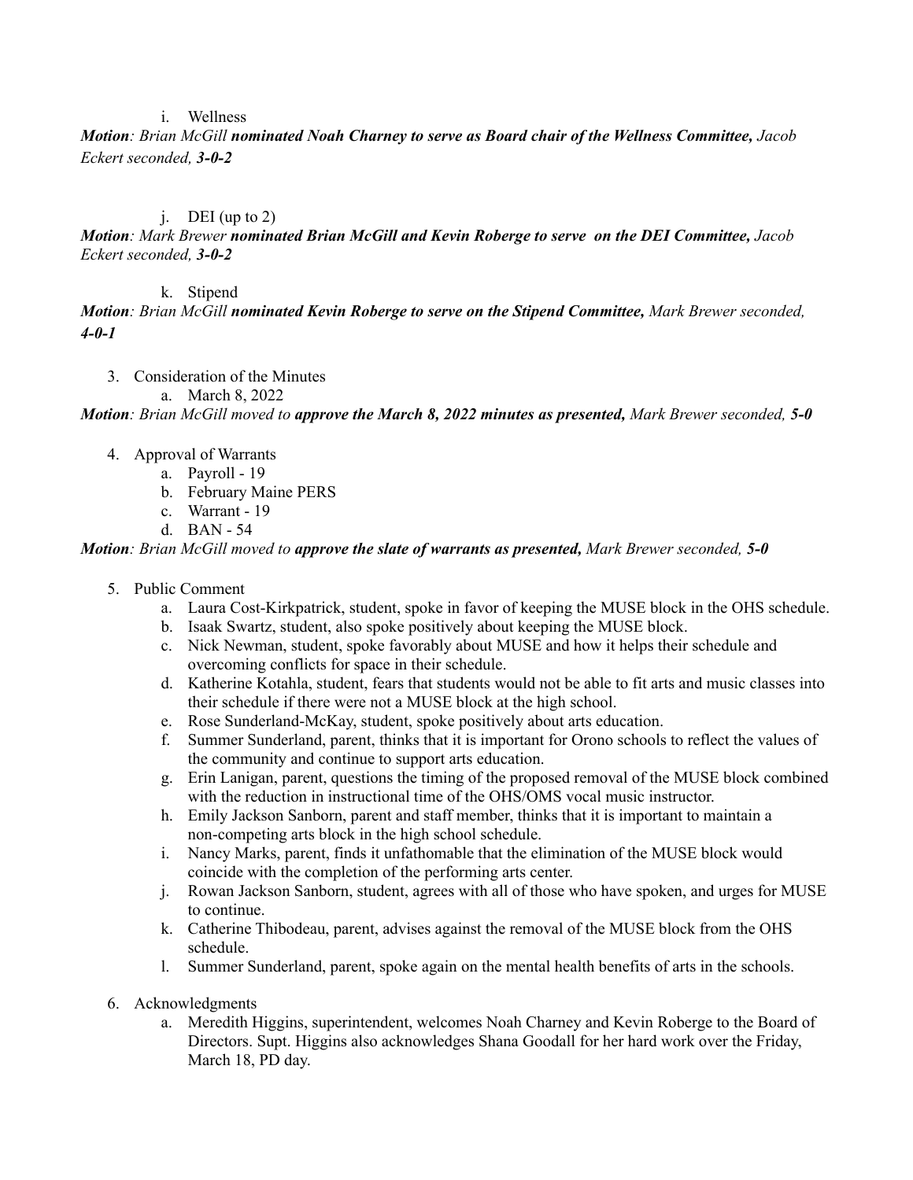i. Wellness

***Motion**: Brian McGill **nominated Noah Charney to serve as Board chair of the Wellness Committee,** Jacob Eckert seconded, **3-0-2***

j. DEI (up to 2)

***Motion**: Mark Brewer **nominated Brian McGill and Kevin Roberge to serve on the DEI Committee,** Jacob Eckert seconded, **3-0-2***

k. Stipend

***Motion**: Brian McGill **nominated Kevin Roberge to serve on the Stipend Committee,** Mark Brewer seconded, **4-0-1***

3. Consideration of the Minutes
   a. March 8, 2022

***Motion**: Brian McGill moved to **approve the March 8, 2022 minutes as presented,** Mark Brewer seconded, **5-0***

4. Approval of Warrants
   a. Payroll - 19
   b. February Maine PERS
   c. Warrant - 19
   d. BAN - 54

***Motion**: Brian McGill moved to **approve the slate of warrants as presented,** Mark Brewer seconded, **5-0***

5. Public Comment
   a. Laura Cost-Kirkpatrick, student, spoke in favor of keeping the MUSE block in the OHS schedule.
   b. Isaak Swartz, student, also spoke positively about keeping the MUSE block.
   c. Nick Newman, student, spoke favorably about MUSE and how it helps their schedule and overcoming conflicts for space in their schedule.
   d. Katherine Kotahla, student, fears that students would not be able to fit arts and music classes into their schedule if there were not a MUSE block at the high school.
   e. Rose Sunderland-McKay, student, spoke positively about arts education.
   f. Summer Sunderland, parent, thinks that it is important for Orono schools to reflect the values of the community and continue to support arts education.
   g. Erin Lanigan, parent, questions the timing of the proposed removal of the MUSE block combined with the reduction in instructional time of the OHS/OMS vocal music instructor.
   h. Emily Jackson Sanborn, parent and staff member, thinks that it is important to maintain a non-competing arts block in the high school schedule.
   i. Nancy Marks, parent, finds it unfathomable that the elimination of the MUSE block would coincide with the completion of the performing arts center.
   j. Rowan Jackson Sanborn, student, agrees with all of those who have spoken, and urges for MUSE to continue.
   k. Catherine Thibodeau, parent, advises against the removal of the MUSE block from the OHS schedule.
   l. Summer Sunderland, parent, spoke again on the mental health benefits of arts in the schools.

6. Acknowledgments
   a. Meredith Higgins, superintendent, welcomes Noah Charney and Kevin Roberge to the Board of Directors. Supt. Higgins also acknowledges Shana Goodall for her hard work over the Friday, March 18, PD day.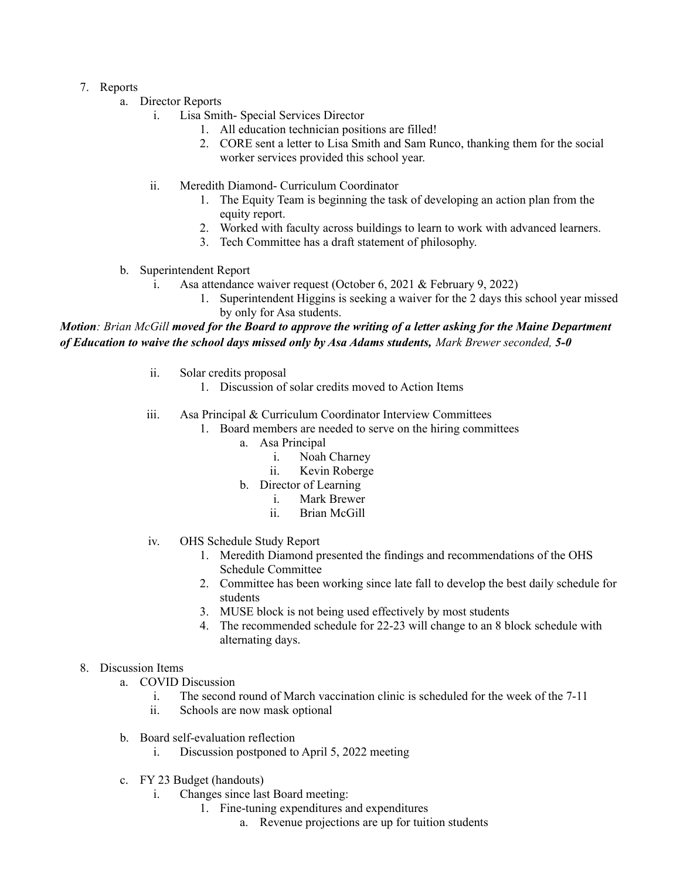7. Reports
    a. Director Reports
        i. Lisa Smith- Special Services Director
            1. All education technician positions are filled!
            2. CORE sent a letter to Lisa Smith and Sam Runco, thanking them for the social worker services provided this school year.

        ii. Meredith Diamond- Curriculum Coordinator
            1. The Equity Team is beginning the task of developing an action plan from the equity report.
            2. Worked with faculty across buildings to learn to work with advanced learners.
            3. Tech Committee has a draft statement of philosophy.

    b. Superintendent Report
        i. Asa attendance waiver request (October 6, 2021 & February 9, 2022)
            1. Superintendent Higgins is seeking a waiver for the 2 days this school year missed by only for Asa students.

***Motion**: Brian McGill **moved for the Board to approve the writing of a letter asking for the Maine Department of Education to waive the school days missed only by Asa Adams students,** Mark Brewer seconded, **5-0***

        ii. Solar credits proposal
            1. Discussion of solar credits moved to Action Items

        iii. Asa Principal & Curriculum Coordinator Interview Committees
            1. Board members are needed to serve on the hiring committees
                a. Asa Principal
                    i. Noah Charney
                    ii. Kevin Roberge
                b. Director of Learning
                    i. Mark Brewer
                    ii. Brian McGill

        iv. OHS Schedule Study Report
            1. Meredith Diamond presented the findings and recommendations of the OHS Schedule Committee
            2. Committee has been working since late fall to develop the best daily schedule for students
            3. MUSE block is not being used effectively by most students
            4. The recommended schedule for 22-23 will change to an 8 block schedule with alternating days.

8. Discussion Items
    a. COVID Discussion
        i. The second round of March vaccination clinic is scheduled for the week of the 7-11
        ii. Schools are now mask optional

    b. Board self-evaluation reflection
        i. Discussion postponed to April 5, 2022 meeting

    c. FY 23 Budget (handouts)
        i. Changes since last Board meeting:
            1. Fine-tuning expenditures and expenditures
                a. Revenue projections are up for tuition students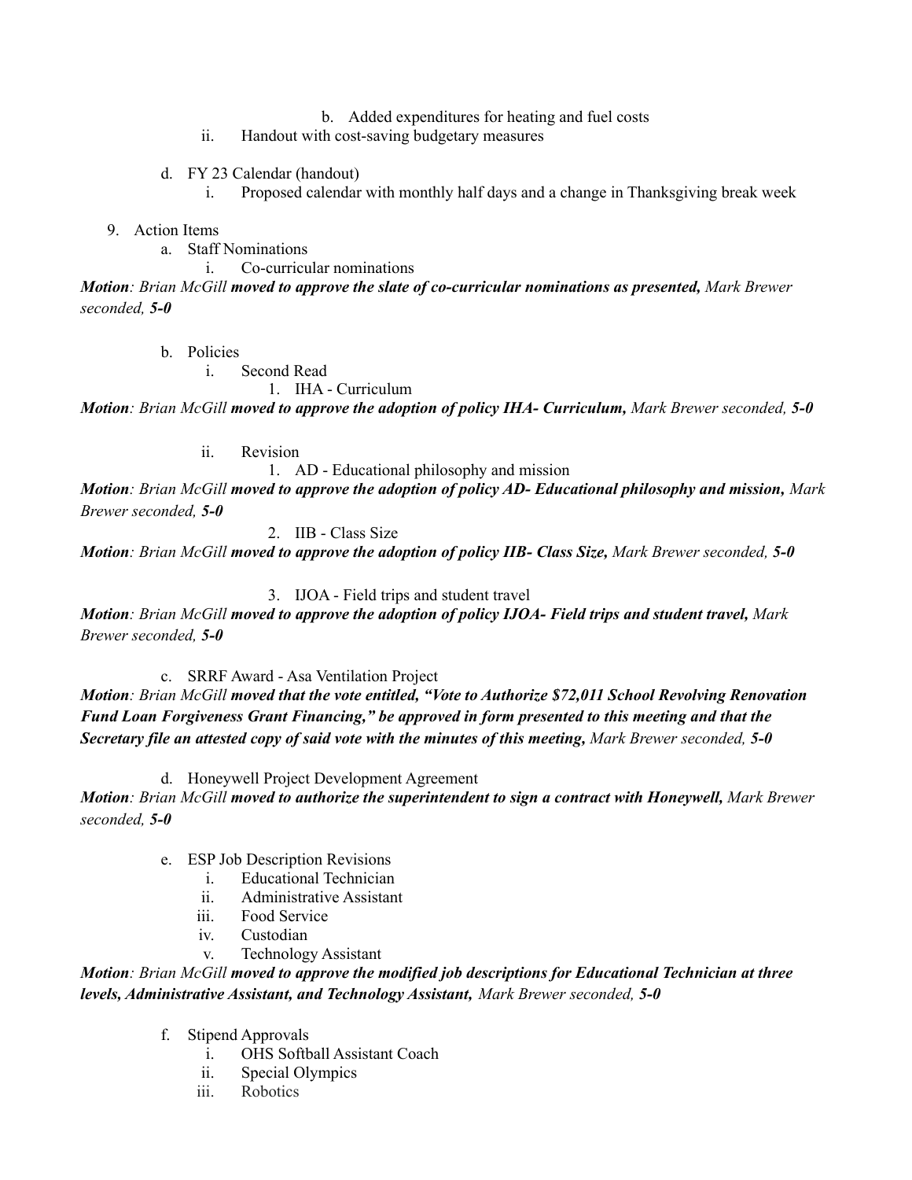b. Added expenditures for heating and fuel costs

    ii. Handout with cost-saving budgetary measures

  d. FY 23 Calendar (handout)

    i. Proposed calendar with monthly half days and a change in Thanksgiving break week

9. Action Items

  a. Staff Nominations

    i. Co-curricular nominations

***Motion**: Brian McGill **moved to approve the slate of co-curricular nominations as presented,** Mark Brewer seconded, **5-0***

  b. Policies

    i. Second Read

      1. IHA - Curriculum

***Motion**: Brian McGill **moved to approve the adoption of policy IHA- Curriculum,** Mark Brewer seconded, **5-0***

    ii. Revision

      1. AD - Educational philosophy and mission

***Motion**: Brian McGill **moved to approve the adoption of policy AD- Educational philosophy and mission,** Mark Brewer seconded, **5-0***

      2. IIB - Class Size

***Motion**: Brian McGill **moved to approve the adoption of policy IIB- Class Size,** Mark Brewer seconded, **5-0***

      3. IJOA - Field trips and student travel

***Motion**: Brian McGill **moved to approve the adoption of policy IJOA- Field trips and student travel,** Mark Brewer seconded, **5-0***

  c. SRRF Award - Asa Ventilation Project

***Motion**: Brian McGill **moved that the vote entitled, "Vote to Authorize $72,011 School Revolving Renovation Fund Loan Forgiveness Grant Financing," be approved in form presented to this meeting and that the Secretary file an attested copy of said vote with the minutes of this meeting,** Mark Brewer seconded, **5-0***

  d. Honeywell Project Development Agreement

***Motion**: Brian McGill **moved to authorize the superintendent to sign a contract with Honeywell,** Mark Brewer seconded, **5-0***

  e. ESP Job Description Revisions

    i. Educational Technician

    ii. Administrative Assistant

    iii. Food Service

    iv. Custodian

    v. Technology Assistant

***Motion**: Brian McGill **moved to approve the modified job descriptions for Educational Technician at three levels, Administrative Assistant, and Technology Assistant,** Mark Brewer seconded, **5-0***

  f. Stipend Approvals

    i. OHS Softball Assistant Coach

    ii. Special Olympics

    iii. Robotics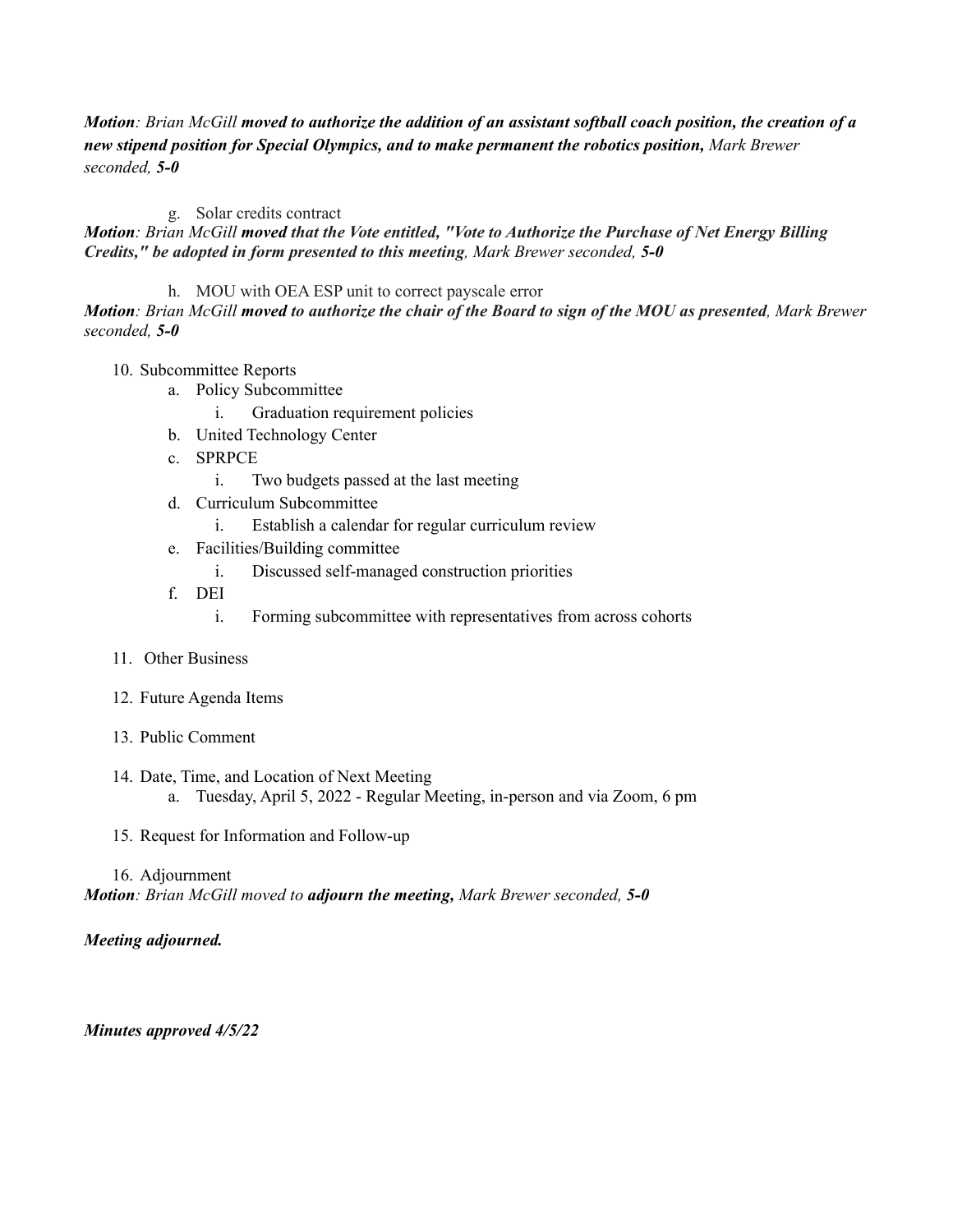***Motion**: Brian McGill* ***moved to authorize the addition of an assistant softball coach position, the creation of a new stipend position for Special Olympics, and to make permanent the robotics position,*** *Mark Brewer seconded,* ***5-0***

g. Solar credits contract

***Motion**: Brian McGill* ***moved that the Vote entitled, "Vote to Authorize the Purchase of Net Energy Billing Credits," be adopted in form presented to this meeting****, Mark Brewer seconded,* ***5-0***

h. MOU with OEA ESP unit to correct payscale error

***Motion**: Brian McGill* ***moved to authorize the chair of the Board to sign of the MOU as presented****, Mark Brewer seconded,* ***5-0***

10. Subcommittee Reports
    a. Policy Subcommittee
        i. Graduation requirement policies
    b. United Technology Center
    c. SPRPCE
        i. Two budgets passed at the last meeting
    d. Curriculum Subcommittee
        i. Establish a calendar for regular curriculum review
    e. Facilities/Building committee
        i. Discussed self-managed construction priorities
    f. DEI
        i. Forming subcommittee with representatives from across cohorts

11. Other Business

12. Future Agenda Items

13. Public Comment

14. Date, Time, and Location of Next Meeting
    a. Tuesday, April 5, 2022 - Regular Meeting, in-person and via Zoom, 6 pm

15. Request for Information and Follow-up

16. Adjournment

***Motion**: Brian McGill moved to* ***adjourn the meeting,*** *Mark Brewer seconded,* ***5-0***

***Meeting adjourned.***

***Minutes approved 4/5/22***